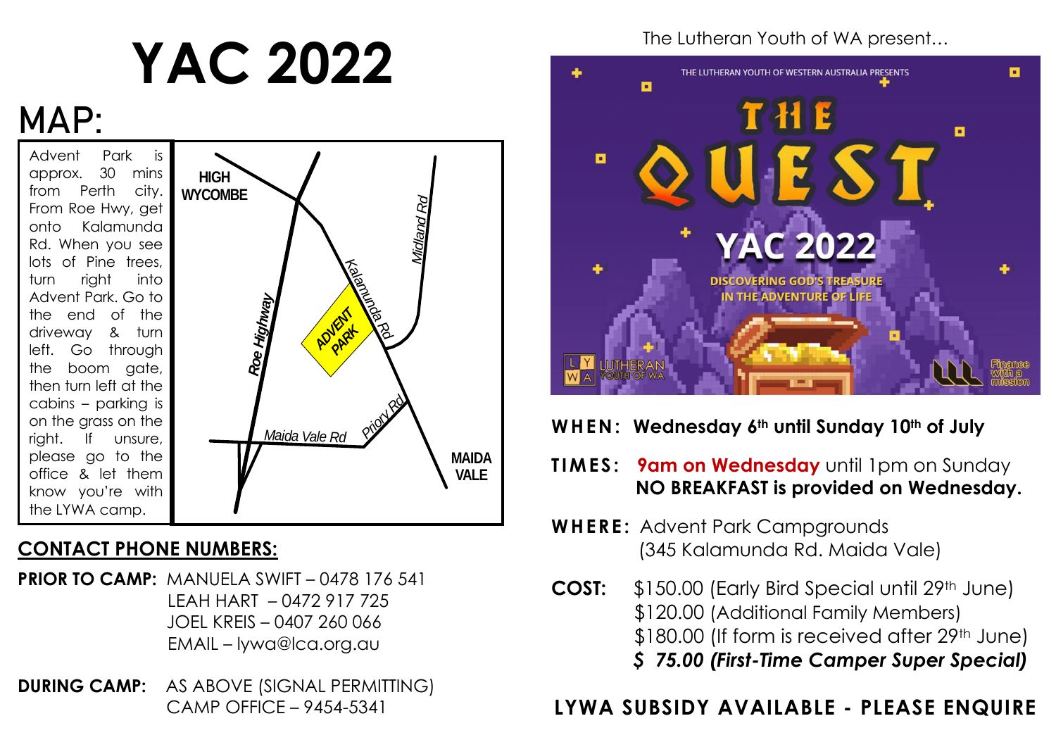# YAC 2022

## MAP:

Advent Park is approx. 30 mins from Perth city. From Roe Hwy, get onto Kalamunda Rd. When you see lots of Pine trees, turn right into Advent Park. Go to the end of the driveway & turn left. Go through the boom gate, then turn left at the cabins – parking is on the grass on the right. If unsure, please go to the office & let them know you're with the LYWA camp.

HIGH WYCOMBE

Midland Rd

Kalamunda Rd

Roe Highway

ADVENT PARK

Priory Rd

Maida Vale Rd

MAIDA VALE

## CONTACT PHONE NUMBERS:

**PRIOR TO CAMP:** MANUELA SWIFT – 0478 176 541
LEAH HART – 0472 917 725
JOEL KREIS – 0407 260 066
EMAIL – lywa@lca.org.au

**DURING CAMP:** AS ABOVE (SIGNAL PERMITTING)
CAMP OFFICE – 9454-5341

The Lutheran Youth of WA present…

THE LUTHERAN YOUTH OF WESTERN AUSTRALIA PRESENTS

THE QUEST

YAC 2022

DISCOVERING GOD'S TREASURE IN THE ADVENTURE OF LIFE

LUTHERAN YOUTH OF WA

Finance with a mission

**WHEN:** **Wednesday 6th until Sunday 10th of July**

**TIMES:** **9am on Wednesday** until 1pm on Sunday
**NO BREAKFAST is provided on Wednesday.**

**WHERE:** Advent Park Campgrounds
(345 Kalamunda Rd. Maida Vale)

**COST:** $150.00 (Early Bird Special until 29th June)
$120.00 (Additional Family Members)
$180.00 (If form is received after 29th June)
***$ 75.00 (First-Time Camper Super Special)***

**LYWA SUBSIDY AVAILABLE - PLEASE ENQUIRE**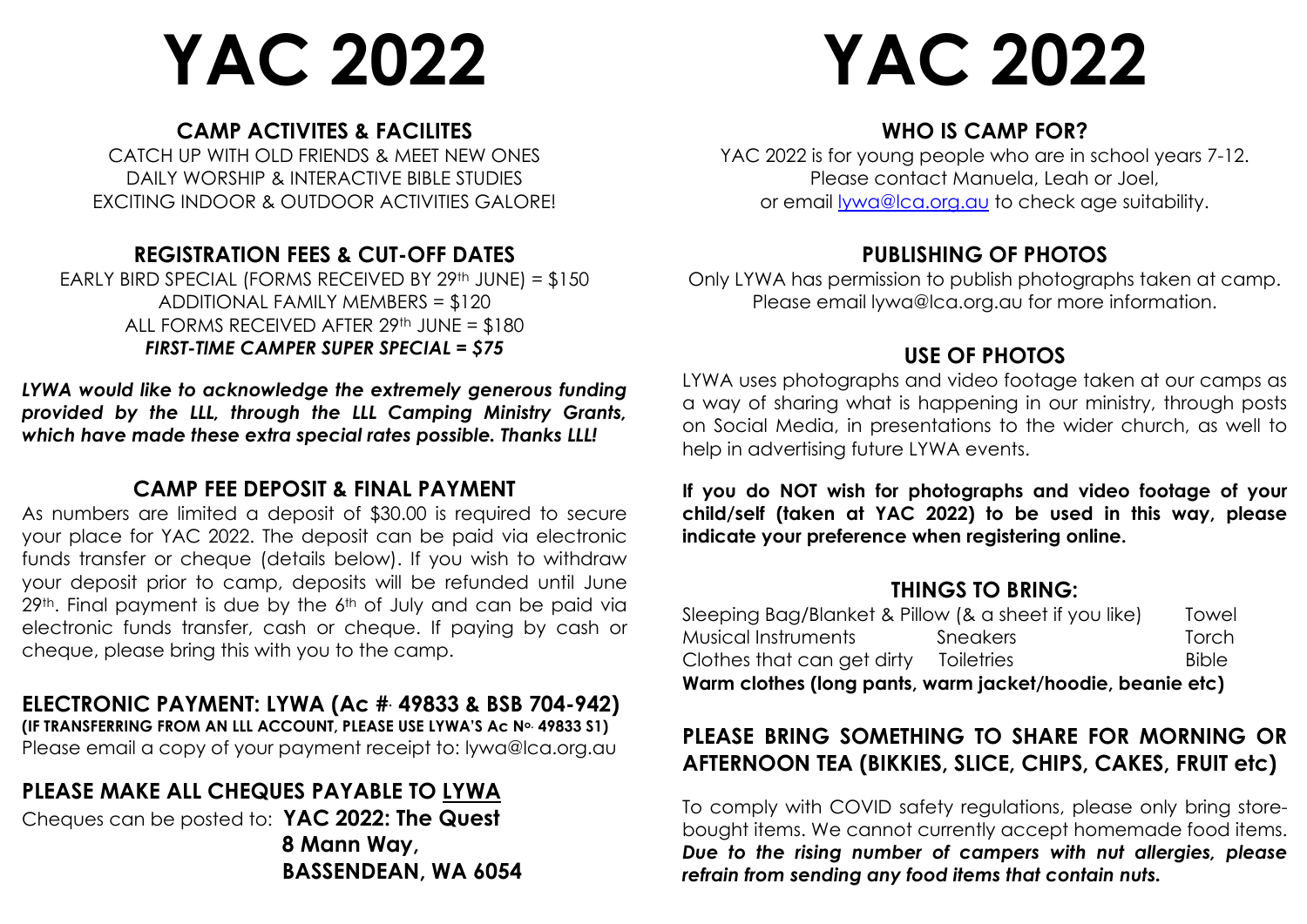# YAC 2022

## CAMP ACTIVITES & FACILITES

CATCH UP WITH OLD FRIENDS & MEET NEW ONES
DAILY WORSHIP & INTERACTIVE BIBLE STUDIES
EXCITING INDOOR & OUTDOOR ACTIVITIES GALORE!

## REGISTRATION FEES & CUT-OFF DATES

EARLY BIRD SPECIAL (FORMS RECEIVED BY 29th JUNE) = $150
ADDITIONAL FAMILY MEMBERS = $120
ALL FORMS RECEIVED AFTER 29th JUNE = $180
***FIRST-TIME CAMPER SUPER SPECIAL = $75***

***LYWA would like to acknowledge the extremely generous funding provided by the LLL, through the LLL Camping Ministry Grants, which have made these extra special rates possible. Thanks LLL!***

## CAMP FEE DEPOSIT & FINAL PAYMENT

As numbers are limited a deposit of $30.00 is required to secure your place for YAC 2022. The deposit can be paid via electronic funds transfer or cheque (details below). If you wish to withdraw your deposit prior to camp, deposits will be refunded until June 29th. Final payment is due by the 6th of July and can be paid via electronic funds transfer, cash or cheque. If paying by cash or cheque, please bring this with you to the camp.

## ELECTRONIC PAYMENT: LYWA (Ac #. 49833 & BSB 704-942)

**(IF TRANSFERRING FROM AN LLL ACCOUNT, PLEASE USE LYWA'S Ac No. 49833 S1)**
Please email a copy of your payment receipt to: lywa@lca.org.au

## PLEASE MAKE ALL CHEQUES PAYABLE TO LYWA

Cheques can be posted to: **YAC 2022: The Quest**
**8 Mann Way,**
**BASSENDEAN, WA 6054**

# YAC 2022

## WHO IS CAMP FOR?

YAC 2022 is for young people who are in school years 7-12.
Please contact Manuela, Leah or Joel,
or email lywa@lca.org.au to check age suitability.

## PUBLISHING OF PHOTOS

Only LYWA has permission to publish photographs taken at camp. Please email lywa@lca.org.au for more information.

## USE OF PHOTOS

LYWA uses photographs and video footage taken at our camps as a way of sharing what is happening in our ministry, through posts on Social Media, in presentations to the wider church, as well to help in advertising future LYWA events.

**If you do NOT wish for photographs and video footage of your child/self (taken at YAC 2022) to be used in this way, please indicate your preference when registering online.**

## THINGS TO BRING:

- Sleeping Bag/Blanket & Pillow (& a sheet if you like)
- Towel
- Musical Instruments
- Sneakers
- Torch
- Clothes that can get dirty
- Toiletries
- Bible

**Warm clothes (long pants, warm jacket/hoodie, beanie etc)**

## PLEASE BRING SOMETHING TO SHARE FOR MORNING OR AFTERNOON TEA (BIKKIES, SLICE, CHIPS, CAKES, FRUIT etc)

To comply with COVID safety regulations, please only bring store-bought items. We cannot currently accept homemade food items. ***Due to the rising number of campers with nut allergies, please refrain from sending any food items that contain nuts.***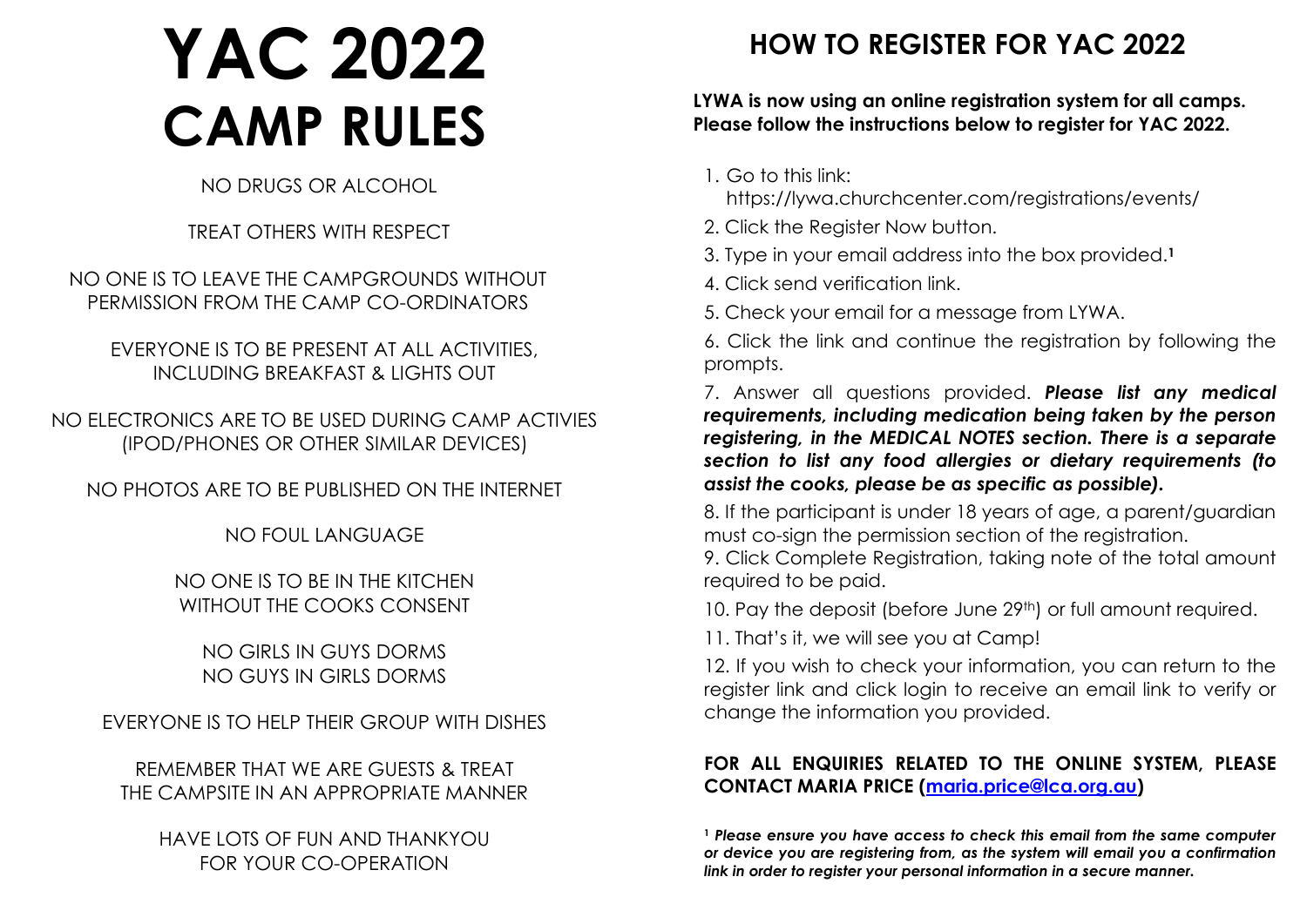# YAC 2022
# CAMP RULES

NO DRUGS OR ALCOHOL

TREAT OTHERS WITH RESPECT

NO ONE IS TO LEAVE THE CAMPGROUNDS WITHOUT PERMISSION FROM THE CAMP CO-ORDINATORS

EVERYONE IS TO BE PRESENT AT ALL ACTIVITIES, INCLUDING BREAKFAST & LIGHTS OUT

NO ELECTRONICS ARE TO BE USED DURING CAMP ACTIVIES (IPOD/PHONES OR OTHER SIMILAR DEVICES)

NO PHOTOS ARE TO BE PUBLISHED ON THE INTERNET

NO FOUL LANGUAGE

NO ONE IS TO BE IN THE KITCHEN WITHOUT THE COOKS CONSENT

NO GIRLS IN GUYS DORMS
NO GUYS IN GIRLS DORMS

EVERYONE IS TO HELP THEIR GROUP WITH DISHES

REMEMBER THAT WE ARE GUESTS & TREAT THE CAMPSITE IN AN APPROPRIATE MANNER

HAVE LOTS OF FUN AND THANKYOU FOR YOUR CO-OPERATION

## HOW TO REGISTER FOR YAC 2022

**LYWA is now using an online registration system for all camps. Please follow the instructions below to register for YAC 2022.**

1. Go to this link: https://lywa.churchcenter.com/registrations/events/
2. Click the Register Now button.
3. Type in your email address into the box provided.[1]
4. Click send verification link.
5. Check your email for a message from LYWA.
6. Click the link and continue the registration by following the prompts.
7. Answer all questions provided. ***Please list any medical requirements, including medication being taken by the person registering, in the MEDICAL NOTES section. There is a separate section to list any food allergies or dietary requirements (to assist the cooks, please be as specific as possible).***
8. If the participant is under 18 years of age, a parent/guardian must co-sign the permission section of the registration.
9. Click Complete Registration, taking note of the total amount required to be paid.
10. Pay the deposit (before June 29th) or full amount required.
11. That's it, we will see you at Camp!
12. If you wish to check your information, you can return to the register link and click login to receive an email link to verify or change the information you provided.

**FOR ALL ENQUIRIES RELATED TO THE ONLINE SYSTEM, PLEASE CONTACT MARIA PRICE ([maria.price@lca.org.au](mailto:maria.price@lca.org.au))**

[1] ***Please ensure you have access to check this email from the same computer or device you are registering from, as the system will email you a confirmation link in order to register your personal information in a secure manner.***